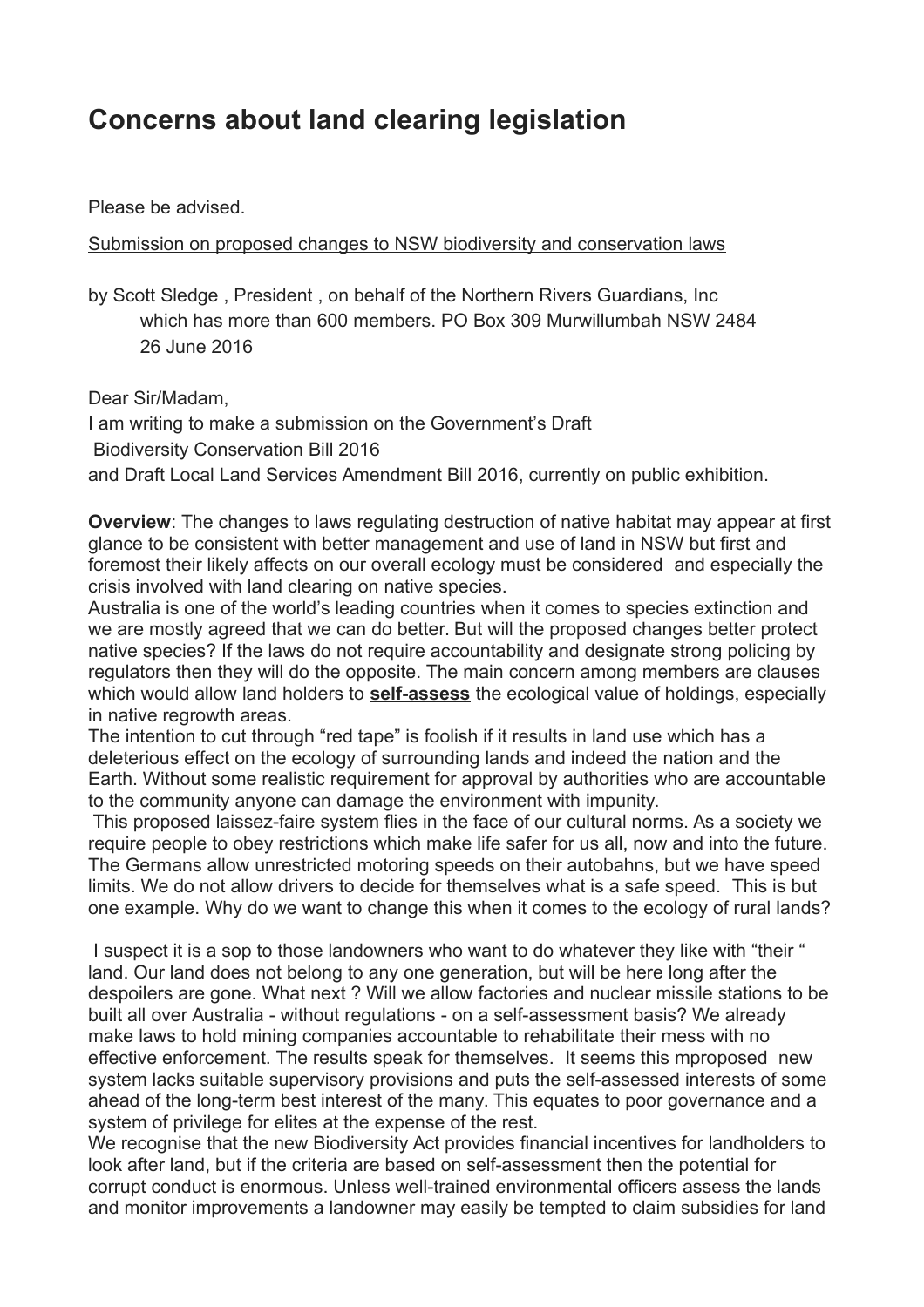# Concerns about land clearing legislation

Please be advised.

Submission on proposed changes to NSW biodiversity and conservation laws

by Scott Sledge , President , on behalf of the Northern Rivers Guardians, Inc
which has more than 600 members. PO Box 309 Murwillumbah NSW 2484
26 June 2016

Dear Sir/Madam,

I am writing to make a submission on the Government's Draft
Biodiversity Conservation Bill 2016
and Draft Local Land Services Amendment Bill 2016, currently on public exhibition.

**Overview**: The changes to laws regulating destruction of native habitat may appear at first glance to be consistent with better management and use of land in NSW but first and foremost their likely affects on our overall ecology must be considered and especially the crisis involved with land clearing on native species.

Australia is one of the world's leading countries when it comes to species extinction and we are mostly agreed that we can do better. But will the proposed changes better protect native species? If the laws do not require accountability and designate strong policing by regulators then they will do the opposite. The main concern among members are clauses which would allow land holders to **self-assess** the ecological value of holdings, especially in native regrowth areas.

The intention to cut through "red tape" is foolish if it results in land use which has a deleterious effect on the ecology of surrounding lands and indeed the nation and the Earth. Without some realistic requirement for approval by authorities who are accountable to the community anyone can damage the environment with impunity.

This proposed laissez-faire system flies in the face of our cultural norms. As a society we require people to obey restrictions which make life safer for us all, now and into the future. The Germans allow unrestricted motoring speeds on their autobahns, but we have speed limits. We do not allow drivers to decide for themselves what is a safe speed. This is but one example. Why do we want to change this when it comes to the ecology of rural lands?

I suspect it is a sop to those landowners who want to do whatever they like with "their " land. Our land does not belong to any one generation, but will be here long after the despoilers are gone. What next ? Will we allow factories and nuclear missile stations to be built all over Australia - without regulations - on a self-assessment basis? We already make laws to hold mining companies accountable to rehabilitate their mess with no effective enforcement. The results speak for themselves. It seems this mproposed new system lacks suitable supervisory provisions and puts the self-assessed interests of some ahead of the long-term best interest of the many. This equates to poor governance and a system of privilege for elites at the expense of the rest.

We recognise that the new Biodiversity Act provides financial incentives for landholders to look after land, but if the criteria are based on self-assessment then the potential for corrupt conduct is enormous. Unless well-trained environmental officers assess the lands and monitor improvements a landowner may easily be tempted to claim subsidies for land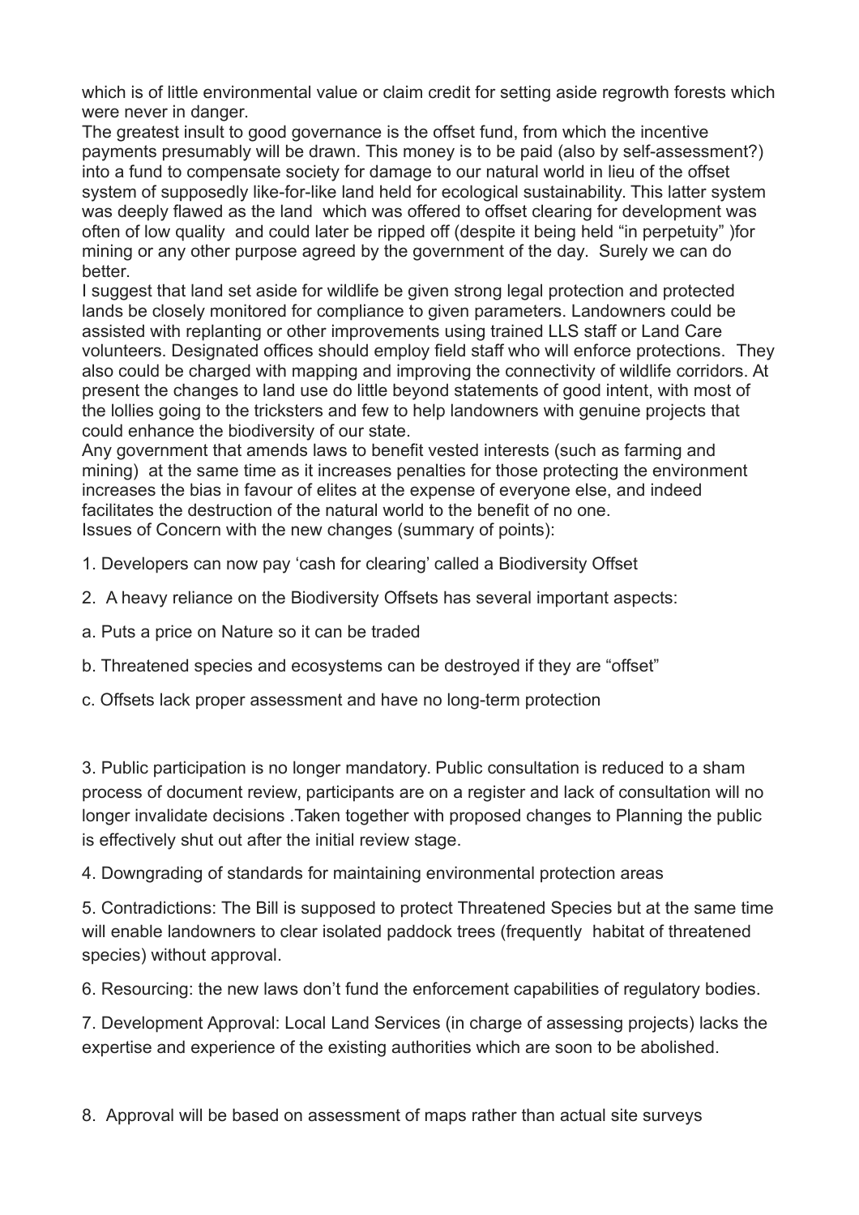which is of little environmental value or claim credit for setting aside regrowth forests which were never in danger.

The greatest insult to good governance is the offset fund, from which the incentive payments presumably will be drawn. This money is to be paid (also by self-assessment?) into a fund to compensate society for damage to our natural world in lieu of the offset system of supposedly like-for-like land held for ecological sustainability. This latter system was deeply flawed as the land which was offered to offset clearing for development was often of low quality and could later be ripped off (despite it being held "in perpetuity" )for mining or any other purpose agreed by the government of the day. Surely we can do better.

I suggest that land set aside for wildlife be given strong legal protection and protected lands be closely monitored for compliance to given parameters. Landowners could be assisted with replanting or other improvements using trained LLS staff or Land Care volunteers. Designated offices should employ field staff who will enforce protections. They also could be charged with mapping and improving the connectivity of wildlife corridors. At present the changes to land use do little beyond statements of good intent, with most of the lollies going to the tricksters and few to help landowners with genuine projects that could enhance the biodiversity of our state.

Any government that amends laws to benefit vested interests (such as farming and mining) at the same time as it increases penalties for those protecting the environment increases the bias in favour of elites at the expense of everyone else, and indeed facilitates the destruction of the natural world to the benefit of no one.

Issues of Concern with the new changes (summary of points):

1. Developers can now pay 'cash for clearing' called a Biodiversity Offset

2. A heavy reliance on the Biodiversity Offsets has several important aspects:

a. Puts a price on Nature so it can be traded

b. Threatened species and ecosystems can be destroyed if they are "offset"

c. Offsets lack proper assessment and have no long-term protection

3. Public participation is no longer mandatory. Public consultation is reduced to a sham process of document review, participants are on a register and lack of consultation will no longer invalidate decisions .Taken together with proposed changes to Planning the public is effectively shut out after the initial review stage.

4. Downgrading of standards for maintaining environmental protection areas

5. Contradictions: The Bill is supposed to protect Threatened Species but at the same time will enable landowners to clear isolated paddock trees (frequently habitat of threatened species) without approval.

6. Resourcing: the new laws don't fund the enforcement capabilities of regulatory bodies.

7. Development Approval: Local Land Services (in charge of assessing projects) lacks the expertise and experience of the existing authorities which are soon to be abolished.

8. Approval will be based on assessment of maps rather than actual site surveys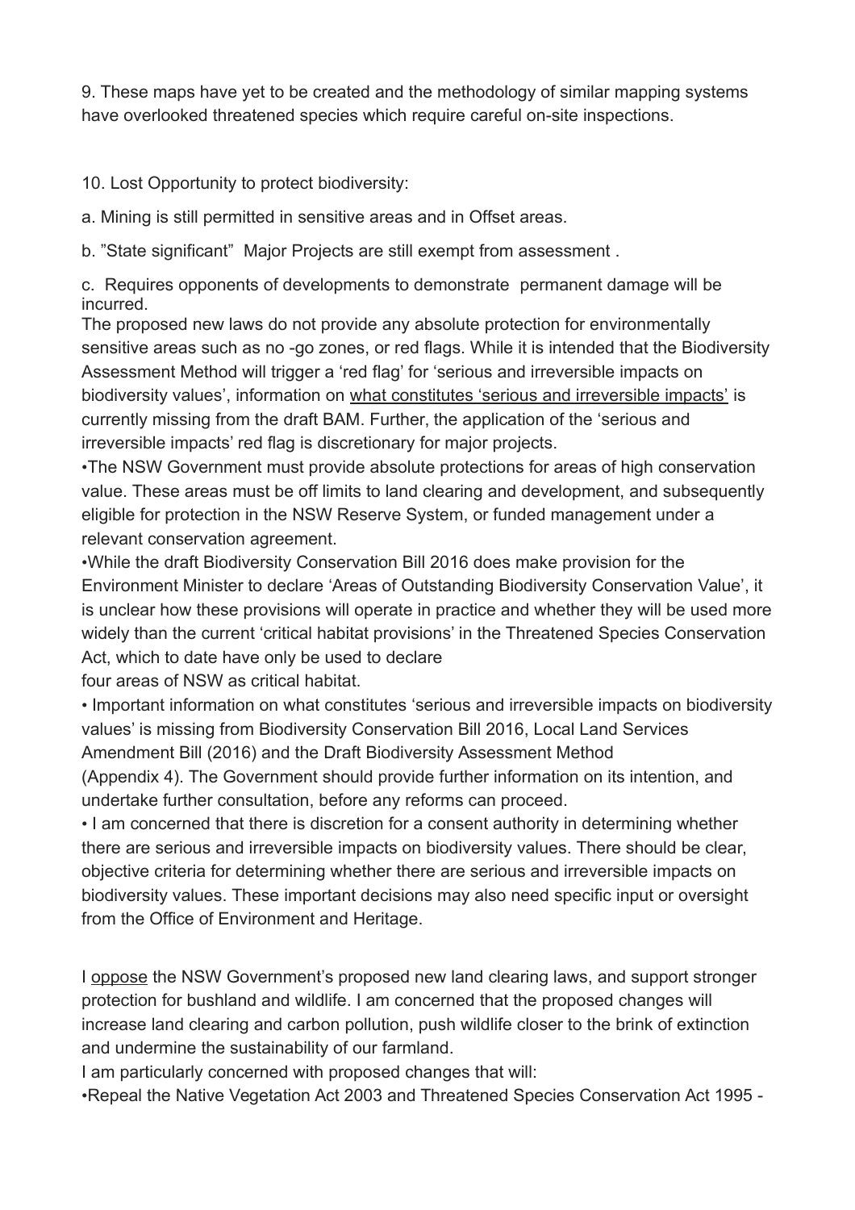9. These maps have yet to be created and the methodology of similar mapping systems have overlooked threatened species which require careful on-site inspections.

10. Lost Opportunity to protect biodiversity:

a. Mining is still permitted in sensitive areas and in Offset areas.

b. "State significant" Major Projects are still exempt from assessment .

c. Requires opponents of developments to demonstrate permanent damage will be incurred.

The proposed new laws do not provide any absolute protection for environmentally sensitive areas such as no -go zones, or red flags. While it is intended that the Biodiversity Assessment Method will trigger a 'red flag' for 'serious and irreversible impacts on biodiversity values', information on <u>what constitutes 'serious and irreversible impacts'</u> is currently missing from the draft BAM. Further, the application of the 'serious and irreversible impacts' red flag is discretionary for major projects.

•The NSW Government must provide absolute protections for areas of high conservation value. These areas must be off limits to land clearing and development, and subsequently eligible for protection in the NSW Reserve System, or funded management under a relevant conservation agreement.

•While the draft Biodiversity Conservation Bill 2016 does make provision for the Environment Minister to declare 'Areas of Outstanding Biodiversity Conservation Value', it is unclear how these provisions will operate in practice and whether they will be used more widely than the current 'critical habitat provisions' in the Threatened Species Conservation Act, which to date have only be used to declare four areas of NSW as critical habitat.

• Important information on what constitutes 'serious and irreversible impacts on biodiversity values' is missing from Biodiversity Conservation Bill 2016, Local Land Services Amendment Bill (2016) and the Draft Biodiversity Assessment Method (Appendix 4). The Government should provide further information on its intention, and undertake further consultation, before any reforms can proceed.

• I am concerned that there is discretion for a consent authority in determining whether there are serious and irreversible impacts on biodiversity values. There should be clear, objective criteria for determining whether there are serious and irreversible impacts on biodiversity values. These important decisions may also need specific input or oversight from the Office of Environment and Heritage.

I <u>oppose</u> the NSW Government's proposed new land clearing laws, and support stronger protection for bushland and wildlife. I am concerned that the proposed changes will increase land clearing and carbon pollution, push wildlife closer to the brink of extinction and undermine the sustainability of our farmland.

I am particularly concerned with proposed changes that will:

•Repeal the Native Vegetation Act 2003 and Threatened Species Conservation Act 1995 -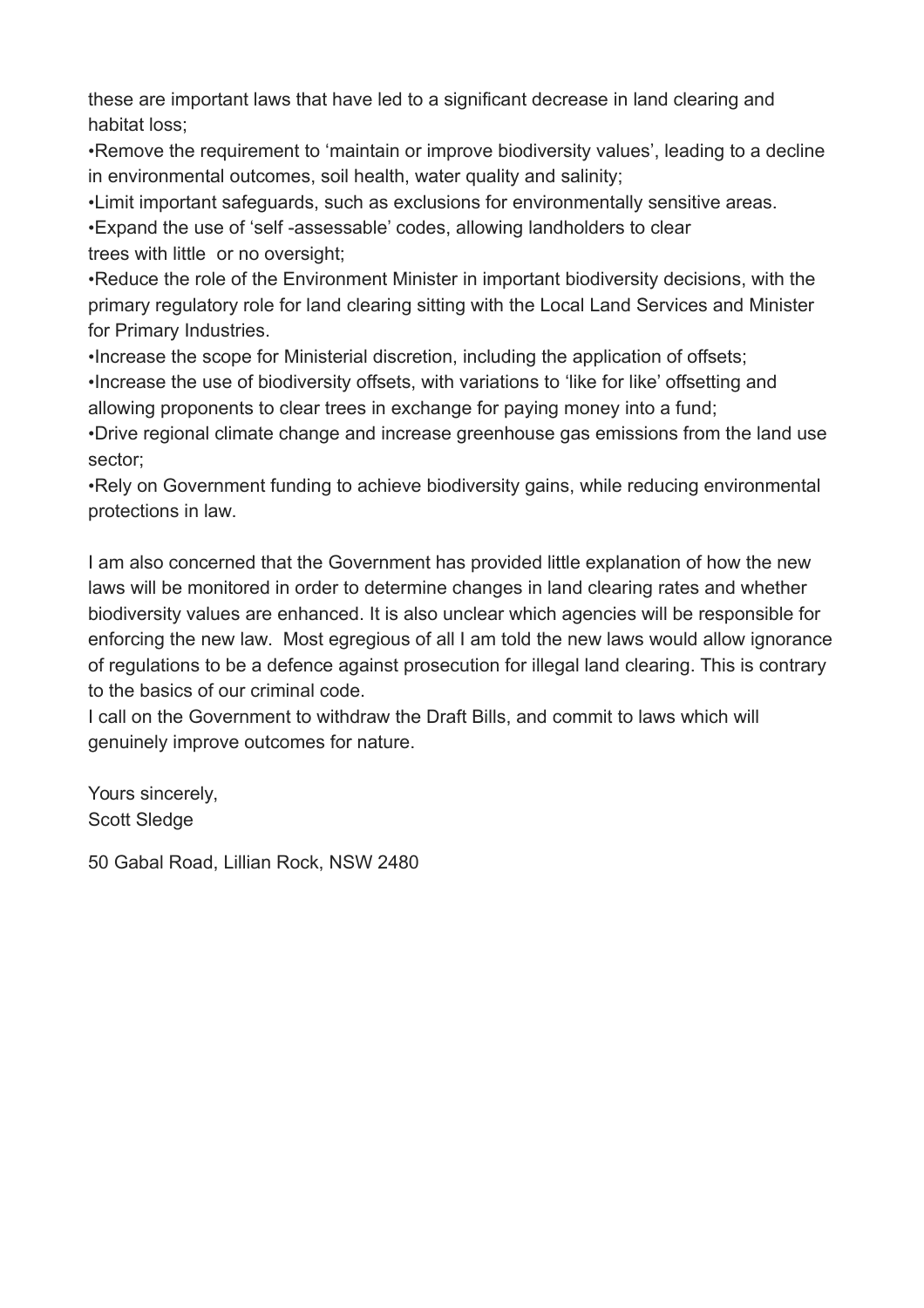these are important laws that have led to a significant decrease in land clearing and habitat loss;

•Remove the requirement to 'maintain or improve biodiversity values', leading to a decline in environmental outcomes, soil health, water quality and salinity;

•Limit important safeguards, such as exclusions for environmentally sensitive areas.

•Expand the use of 'self -assessable' codes, allowing landholders to clear trees with little or no oversight;

•Reduce the role of the Environment Minister in important biodiversity decisions, with the primary regulatory role for land clearing sitting with the Local Land Services and Minister for Primary Industries.

•Increase the scope for Ministerial discretion, including the application of offsets;

•Increase the use of biodiversity offsets, with variations to 'like for like' offsetting and allowing proponents to clear trees in exchange for paying money into a fund;

•Drive regional climate change and increase greenhouse gas emissions from the land use sector;

•Rely on Government funding to achieve biodiversity gains, while reducing environmental protections in law.

I am also concerned that the Government has provided little explanation of how the new laws will be monitored in order to determine changes in land clearing rates and whether biodiversity values are enhanced. It is also unclear which agencies will be responsible for enforcing the new law. Most egregious of all I am told the new laws would allow ignorance of regulations to be a defence against prosecution for illegal land clearing. This is contrary to the basics of our criminal code.

I call on the Government to withdraw the Draft Bills, and commit to laws which will genuinely improve outcomes for nature.

Yours sincerely,
Scott Sledge

50 Gabal Road, Lillian Rock, NSW 2480